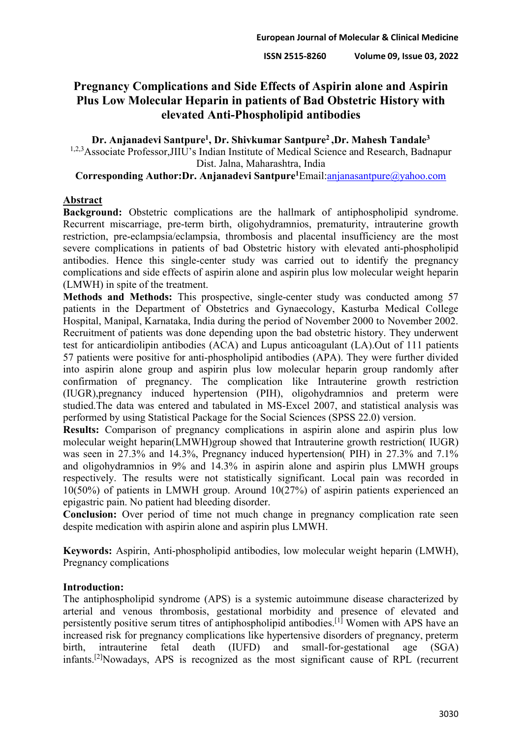# Pregnancy Complications and Side Effects of Aspirin alone and Aspirin Plus Low Molecular Heparin in patients of Bad Obstetric History with elevated Anti-Phospholipid antibodies

**Dr. Anjanadevi Santpure[1], Dr. Shivkumar Santpure[2], Dr. Mahesh Tandale[3]**

[1,2,3]Associate Professor, JIIU's Indian Institute of Medical Science and Research, Badnapur Dist. Jalna, Maharashtra, India

**Corresponding Author: Dr. Anjanadevi Santpure[1]** Email: anjanasantpure@yahoo.com

## Abstract

**Background:** Obstetric complications are the hallmark of antiphospholipid syndrome. Recurrent miscarriage, pre-term birth, oligohydramnios, prematurity, intrauterine growth restriction, pre-eclampsia/eclampsia, thrombosis and placental insufficiency are the most severe complications in patients of bad Obstetric history with elevated anti-phospholipid antibodies. Hence this single-center study was carried out to identify the pregnancy complications and side effects of aspirin alone and aspirin plus low molecular weight heparin (LMWH) in spite of the treatment.

**Methods and Methods:** This prospective, single-center study was conducted among 57 patients in the Department of Obstetrics and Gynaecology, Kasturba Medical College Hospital, Manipal, Karnataka, India during the period of November 2000 to November 2002. Recruitment of patients was done depending upon the bad obstetric history. They underwent test for anticardiolipin antibodies (ACA) and Lupus anticoagulant (LA). Out of 111 patients 57 patients were positive for anti-phospholipid antibodies (APA). They were further divided into aspirin alone group and aspirin plus low molecular heparin group randomly after confirmation of pregnancy. The complication like Intrauterine growth restriction (IUGR), pregnancy induced hypertension (PIH), oligohydramnios and preterm were studied. The data was entered and tabulated in MS-Excel 2007, and statistical analysis was performed by using Statistical Package for the Social Sciences (SPSS 22.0) version.

**Results:** Comparison of pregnancy complications in aspirin alone and aspirin plus low molecular weight heparin(LMWH)group showed that Intrauterine growth restriction( IUGR) was seen in 27.3% and 14.3%, Pregnancy induced hypertension( PIH) in 27.3% and 7.1% and oligohydramnios in 9% and 14.3% in aspirin alone and aspirin plus LMWH groups respectively. The results were not statistically significant. Local pain was recorded in 10(50%) of patients in LMWH group. Around 10(27%) of aspirin patients experienced an epigastric pain. No patient had bleeding disorder.

**Conclusion:** Over period of time not much change in pregnancy complication rate seen despite medication with aspirin alone and aspirin plus LMWH.

**Keywords:** Aspirin, Anti-phospholipid antibodies, low molecular weight heparin (LMWH), Pregnancy complications

## Introduction:

The antiphospholipid syndrome (APS) is a systemic autoimmune disease characterized by arterial and venous thrombosis, gestational morbidity and presence of elevated and persistently positive serum titres of antiphospholipid antibodies.[1] Women with APS have an increased risk for pregnancy complications like hypertensive disorders of pregnancy, preterm birth, intrauterine fetal death (IUFD) and small-for-gestational age (SGA) infants.[2] Nowadays, APS is recognized as the most significant cause of RPL (recurrent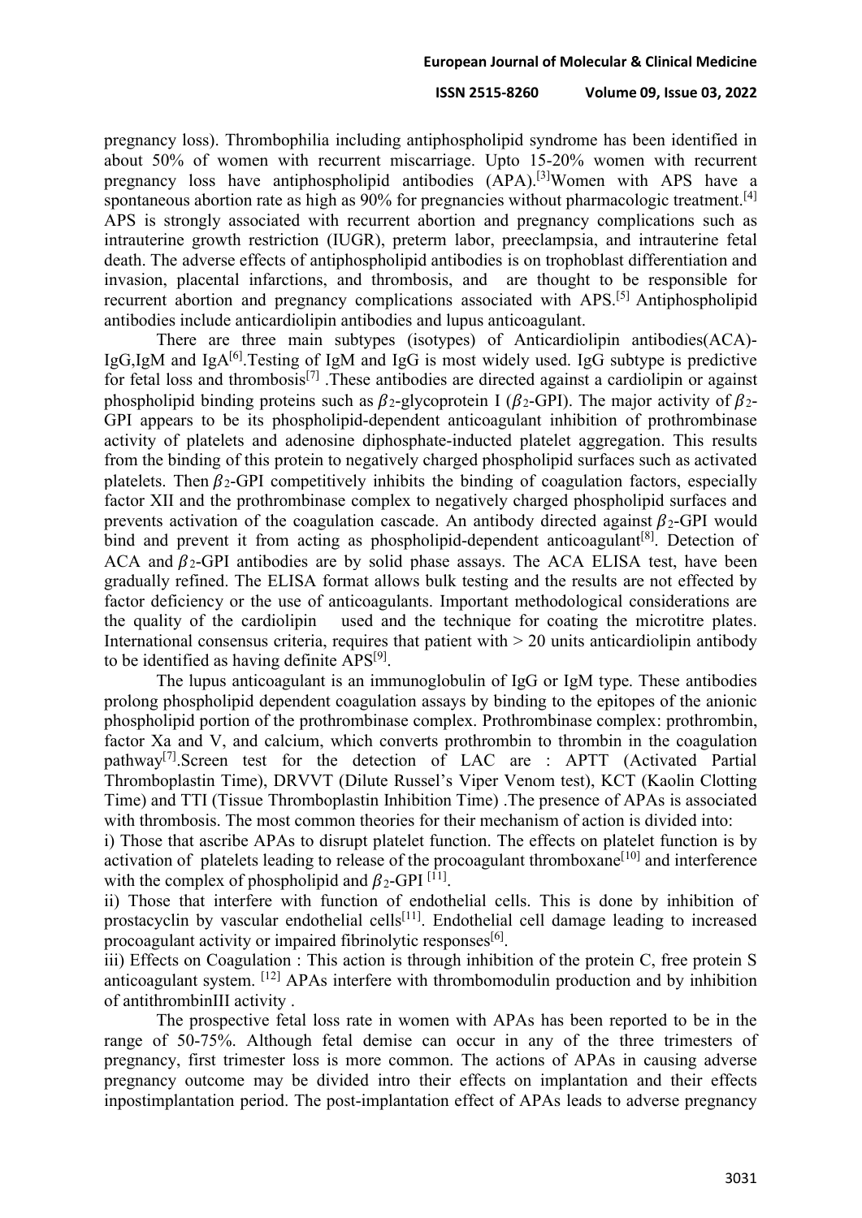pregnancy loss). Thrombophilia including antiphospholipid syndrome has been identified in about 50% of women with recurrent miscarriage. Upto 15-20% women with recurrent pregnancy loss have antiphospholipid antibodies (APA).[3]Women with APS have a spontaneous abortion rate as high as 90% for pregnancies without pharmacologic treatment.[4] APS is strongly associated with recurrent abortion and pregnancy complications such as intrauterine growth restriction (IUGR), preterm labor, preeclampsia, and intrauterine fetal death. The adverse effects of antiphospholipid antibodies is on trophoblast differentiation and invasion, placental infarctions, and thrombosis, and are thought to be responsible for recurrent abortion and pregnancy complications associated with APS.[5] Antiphospholipid antibodies include anticardiolipin antibodies and lupus anticoagulant.

There are three main subtypes (isotypes) of Anticardiolipin antibodies(ACA)- IgG,IgM and IgA[6].Testing of IgM and IgG is most widely used. IgG subtype is predictive for fetal loss and thrombosis[7] .These antibodies are directed against a cardiolipin or against phospholipid binding proteins such as $\beta_2$-glycoprotein I ($\beta_2$-GPI). The major activity of $\beta_2$-GPI appears to be its phospholipid-dependent anticoagulant inhibition of prothrombinase activity of platelets and adenosine diphosphate-inducted platelet aggregation. This results from the binding of this protein to negatively charged phospholipid surfaces such as activated platelets. Then $\beta_2$-GPI competitively inhibits the binding of coagulation factors, especially factor XII and the prothrombinase complex to negatively charged phospholipid surfaces and prevents activation of the coagulation cascade. An antibody directed against $\beta_2$-GPI would bind and prevent it from acting as phospholipid-dependent anticoagulant[8]. Detection of ACA and $\beta_2$-GPI antibodies are by solid phase assays. The ACA ELISA test, have been gradually refined. The ELISA format allows bulk testing and the results are not effected by factor deficiency or the use of anticoagulants. Important methodological considerations are the quality of the cardiolipin used and the technique for coating the microtitre plates. International consensus criteria, requires that patient with > 20 units anticardiolipin antibody to be identified as having definite APS[9].

The lupus anticoagulant is an immunoglobulin of IgG or IgM type. These antibodies prolong phospholipid dependent coagulation assays by binding to the epitopes of the anionic phospholipid portion of the prothrombinase complex. Prothrombinase complex: prothrombin, factor Xa and V, and calcium, which converts prothrombin to thrombin in the coagulation pathway[7].Screen test for the detection of LAC are : APTT (Activated Partial Thromboplastin Time), DRVVT (Dilute Russel's Viper Venom test), KCT (Kaolin Clotting Time) and TTI (Tissue Thromboplastin Inhibition Time) .The presence of APAs is associated with thrombosis. The most common theories for their mechanism of action is divided into:

i) Those that ascribe APAs to disrupt platelet function. The effects on platelet function is by activation of platelets leading to release of the procoagulant thromboxane[10] and interference with the complex of phospholipid and $\beta_2$-GPI [11].

ii) Those that interfere with function of endothelial cells. This is done by inhibition of prostacyclin by vascular endothelial cells[11]. Endothelial cell damage leading to increased procoagulant activity or impaired fibrinolytic responses[6].

iii) Effects on Coagulation : This action is through inhibition of the protein C, free protein S anticoagulant system. [12] APAs interfere with thrombomodulin production and by inhibition of antithrombinIII activity .

The prospective fetal loss rate in women with APAs has been reported to be in the range of 50-75%. Although fetal demise can occur in any of the three trimesters of pregnancy, first trimester loss is more common. The actions of APAs in causing adverse pregnancy outcome may be divided intro their effects on implantation and their effects inpostimplantation period. The post-implantation effect of APAs leads to adverse pregnancy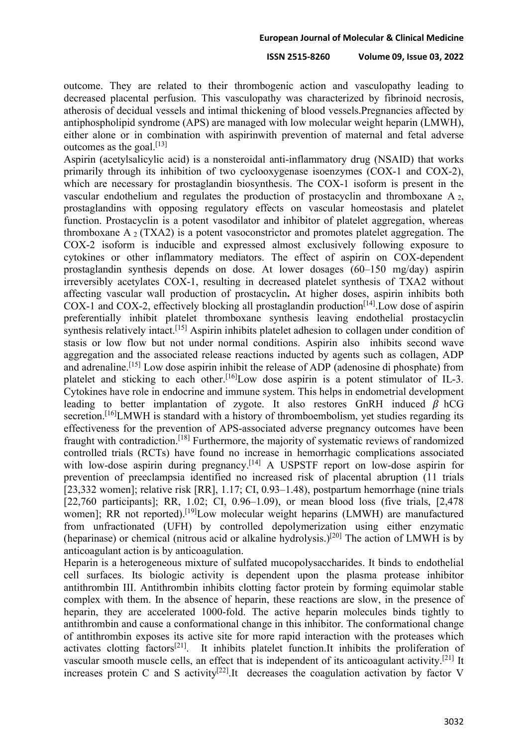outcome. They are related to their thrombogenic action and vasculopathy leading to decreased placental perfusion. This vasculopathy was characterized by fibrinoid necrosis, atherosis of decidual vessels and intimal thickening of blood vessels.Pregnancies affected by antiphospholipid syndrome (APS) are managed with low molecular weight heparin (LMWH), either alone or in combination with aspirinwith prevention of maternal and fetal adverse outcomes as the goal.[13]

Aspirin (acetylsalicylic acid) is a nonsteroidal anti-inflammatory drug (NSAID) that works primarily through its inhibition of two cyclooxygenase isoenzymes (COX-1 and COX-2), which are necessary for prostaglandin biosynthesis. The COX-1 isoform is present in the vascular endothelium and regulates the production of prostacyclin and thromboxane $A_2$, prostaglandins with opposing regulatory effects on vascular homeostasis and platelet function. Prostacyclin is a potent vasodilator and inhibitor of platelet aggregation, whereas thromboxane $A_2$ (TXA2) is a potent vasoconstrictor and promotes platelet aggregation. The COX-2 isoform is inducible and expressed almost exclusively following exposure to cytokines or other inflammatory mediators. The effect of aspirin on COX-dependent prostaglandin synthesis depends on dose. At lower dosages (60–150 mg/day) aspirin irreversibly acetylates COX-1, resulting in decreased platelet synthesis of TXA2 without affecting vascular wall production of prostacyclin**.** At higher doses, aspirin inhibits both COX-1 and COX-2, effectively blocking all prostaglandin production[14].Low dose of aspirin preferentially inhibit platelet thromboxane synthesis leaving endothelial prostacyclin synthesis relatively intact.[15] Aspirin inhibits platelet adhesion to collagen under condition of stasis or low flow but not under normal conditions. Aspirin also inhibits second wave aggregation and the associated release reactions inducted by agents such as collagen, ADP and adrenaline.[15] Low dose aspirin inhibit the release of ADP (adenosine di phosphate) from platelet and sticking to each other.[16]Low dose aspirin is a potent stimulator of IL-3. Cytokines have role in endocrine and immune system. This helps in endometrial development leading to better implantation of zygote. It also restores GnRH induced $\beta$ hCG secretion.[16]LMWH is standard with a history of thromboembolism, yet studies regarding its effectiveness for the prevention of APS-associated adverse pregnancy outcomes have been fraught with contradiction.[18] Furthermore, the majority of systematic reviews of randomized controlled trials (RCTs) have found no increase in hemorrhagic complications associated with low-dose aspirin during pregnancy.[14] A USPSTF report on low-dose aspirin for prevention of preeclampsia identified no increased risk of placental abruption (11 trials [23,332 women]; relative risk [RR], 1.17; CI, 0.93–1.48), postpartum hemorrhage (nine trials [22,760 participants]; RR, 1.02; CI, 0.96–1.09), or mean blood loss (five trials, [2,478 women]; RR not reported).[19]Low molecular weight heparins (LMWH) are manufactured from unfractionated (UFH) by controlled depolymerization using either enzymatic (heparinase) or chemical (nitrous acid or alkaline hydrolysis.)[20] The action of LMWH is by anticoagulant action is by anticoagulation.

Heparin is a heterogeneous mixture of sulfated mucopolysaccharides. It binds to endothelial cell surfaces. Its biologic activity is dependent upon the plasma protease inhibitor antithrombin III. Antithrombin inhibits clotting factor protein by forming equimolar stable complex with them. In the absence of heparin, these reactions are slow, in the presence of heparin, they are accelerated 1000-fold. The active heparin molecules binds tightly to antithrombin and cause a conformational change in this inhibitor. The conformational change of antithrombin exposes its active site for more rapid interaction with the proteases which activates clotting factors[21]. It inhibits platelet function.It inhibits the proliferation of vascular smooth muscle cells, an effect that is independent of its anticoagulant activity.[21] It increases protein C and S activity[22].It decreases the coagulation activation by factor V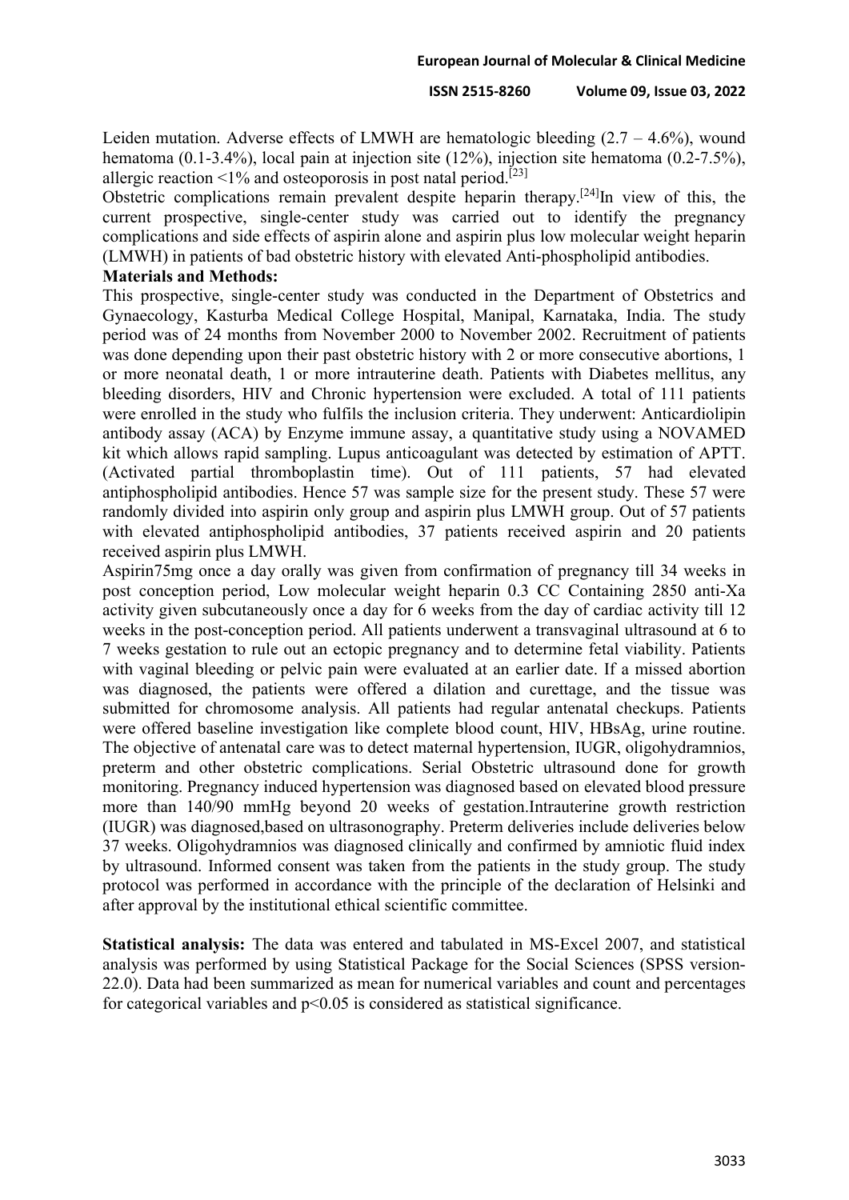Leiden mutation. Adverse effects of LMWH are hematologic bleeding (2.7 – 4.6%), wound hematoma (0.1-3.4%), local pain at injection site (12%), injection site hematoma (0.2-7.5%), allergic reaction <1% and osteoporosis in post natal period.[23]

Obstetric complications remain prevalent despite heparin therapy.[24]In view of this, the current prospective, single-center study was carried out to identify the pregnancy complications and side effects of aspirin alone and aspirin plus low molecular weight heparin (LMWH) in patients of bad obstetric history with elevated Anti-phospholipid antibodies.

**Materials and Methods:**

This prospective, single-center study was conducted in the Department of Obstetrics and Gynaecology, Kasturba Medical College Hospital, Manipal, Karnataka, India. The study period was of 24 months from November 2000 to November 2002. Recruitment of patients was done depending upon their past obstetric history with 2 or more consecutive abortions, 1 or more neonatal death, 1 or more intrauterine death. Patients with Diabetes mellitus, any bleeding disorders, HIV and Chronic hypertension were excluded. A total of 111 patients were enrolled in the study who fulfils the inclusion criteria. They underwent: Anticardiolipin antibody assay (ACA) by Enzyme immune assay, a quantitative study using a NOVAMED kit which allows rapid sampling. Lupus anticoagulant was detected by estimation of APTT. (Activated partial thromboplastin time). Out of 111 patients, 57 had elevated antiphospholipid antibodies. Hence 57 was sample size for the present study. These 57 were randomly divided into aspirin only group and aspirin plus LMWH group. Out of 57 patients with elevated antiphospholipid antibodies, 37 patients received aspirin and 20 patients received aspirin plus LMWH.

Aspirin75mg once a day orally was given from confirmation of pregnancy till 34 weeks in post conception period, Low molecular weight heparin 0.3 CC Containing 2850 anti-Xa activity given subcutaneously once a day for 6 weeks from the day of cardiac activity till 12 weeks in the post-conception period. All patients underwent a transvaginal ultrasound at 6 to 7 weeks gestation to rule out an ectopic pregnancy and to determine fetal viability. Patients with vaginal bleeding or pelvic pain were evaluated at an earlier date. If a missed abortion was diagnosed, the patients were offered a dilation and curettage, and the tissue was submitted for chromosome analysis. All patients had regular antenatal checkups. Patients were offered baseline investigation like complete blood count, HIV, HBsAg, urine routine. The objective of antenatal care was to detect maternal hypertension, IUGR, oligohydramnios, preterm and other obstetric complications. Serial Obstetric ultrasound done for growth monitoring. Pregnancy induced hypertension was diagnosed based on elevated blood pressure more than 140/90 mmHg beyond 20 weeks of gestation.Intrauterine growth restriction (IUGR) was diagnosed,based on ultrasonography. Preterm deliveries include deliveries below 37 weeks. Oligohydramnios was diagnosed clinically and confirmed by amniotic fluid index by ultrasound. Informed consent was taken from the patients in the study group. The study protocol was performed in accordance with the principle of the declaration of Helsinki and after approval by the institutional ethical scientific committee.

**Statistical analysis:** The data was entered and tabulated in MS-Excel 2007, and statistical analysis was performed by using Statistical Package for the Social Sciences (SPSS version-22.0). Data had been summarized as mean for numerical variables and count and percentages for categorical variables and $p<0.05$ is considered as statistical significance.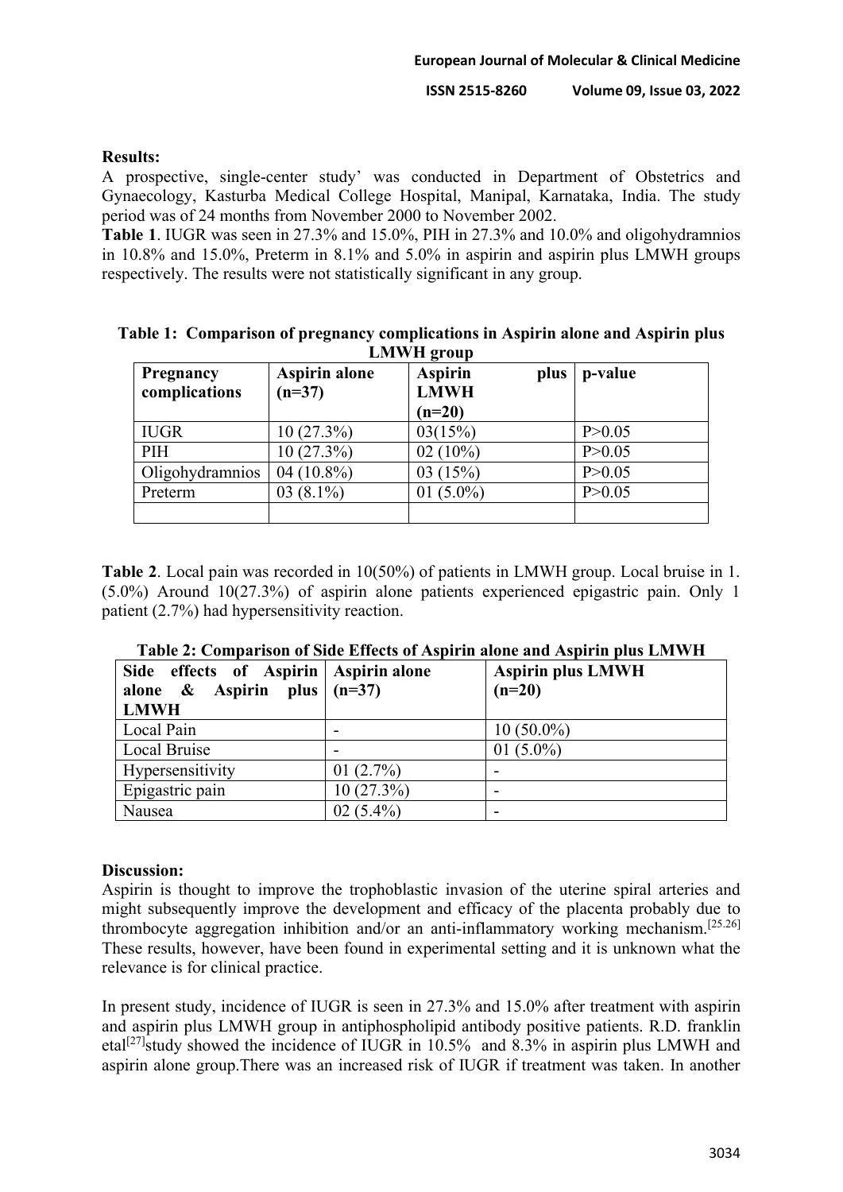**Results:**

A prospective, single-center study' was conducted in Department of Obstetrics and Gynaecology, Kasturba Medical College Hospital, Manipal, Karnataka, India. The study period was of 24 months from November 2000 to November 2002.

**Table 1**. IUGR was seen in 27.3% and 15.0%, PIH in 27.3% and 10.0% and oligohydramnios in 10.8% and 15.0%, Preterm in 8.1% and 5.0% in aspirin and aspirin plus LMWH groups respectively. The results were not statistically significant in any group.

**Table 1: Comparison of pregnancy complications in Aspirin alone and Aspirin plus LMWH group**

| Pregnancy complications | Aspirin alone (n=37) | Aspirin plus LMWH (n=20) | p-value |
|---|---|---|---|
| IUGR | 10 (27.3%) | 03(15%) | P>0.05 |
| PIH | 10 (27.3%) | 02 (10%) | P>0.05 |
| Oligohydramnios | 04 (10.8%) | 03 (15%) | P>0.05 |
| Preterm | 03 (8.1%) | 01 (5.0%) | P>0.05 |
| | | | |

**Table 2**. Local pain was recorded in 10(50%) of patients in LMWH group. Local bruise in 1. (5.0%) Around 10(27.3%) of aspirin alone patients experienced epigastric pain. Only 1 patient (2.7%) had hypersensitivity reaction.

**Table 2: Comparison of Side Effects of Aspirin alone and Aspirin plus LMWH**

| Side effects of Aspirin alone & Aspirin plus LMWH | Aspirin alone (n=37) | Aspirin plus LMWH (n=20) |
|---|---|---|
| Local Pain | - | 10 (50.0%) |
| Local Bruise | - | 01 (5.0%) |
| Hypersensitivity | 01 (2.7%) | - |
| Epigastric pain | 10 (27.3%) | - |
| Nausea | 02 (5.4%) | - |

**Discussion:**

Aspirin is thought to improve the trophoblastic invasion of the uterine spiral arteries and might subsequently improve the development and efficacy of the placenta probably due to thrombocyte aggregation inhibition and/or an anti-inflammatory working mechanism.[25.26] These results, however, have been found in experimental setting and it is unknown what the relevance is for clinical practice.

In present study, incidence of IUGR is seen in 27.3% and 15.0% after treatment with aspirin and aspirin plus LMWH group in antiphospholipid antibody positive patients. R.D. franklin etal[27]study showed the incidence of IUGR in 10.5% and 8.3% in aspirin plus LMWH and aspirin alone group.There was an increased risk of IUGR if treatment was taken. In another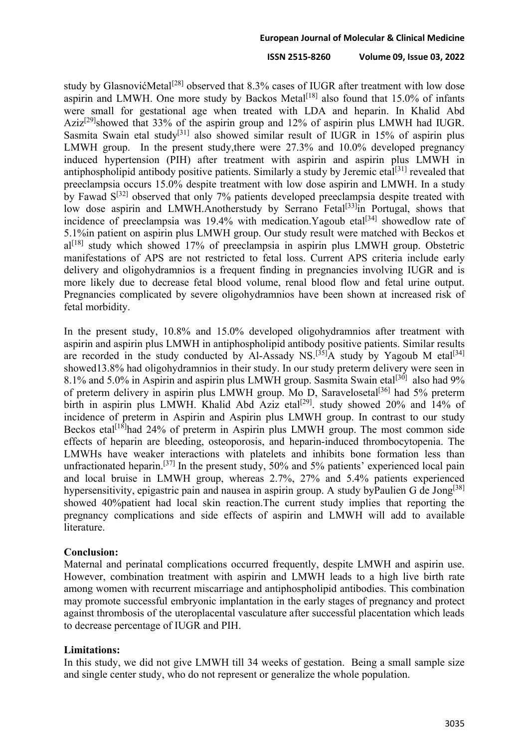study by GlasnovićMetal[28] observed that 8.3% cases of IUGR after treatment with low dose aspirin and LMWH. One more study by Backos Metal[18] also found that 15.0% of infants were small for gestational age when treated with LDA and heparin. In Khalid Abd Aziz[29]showed that 33% of the aspirin group and 12% of aspirin plus LMWH had IUGR. Sasmita Swain etal study[31] also showed similar result of IUGR in 15% of aspirin plus LMWH group. In the present study,there were 27.3% and 10.0% developed pregnancy induced hypertension (PIH) after treatment with aspirin and aspirin plus LMWH in antiphospholipid antibody positive patients. Similarly a study by Jeremic etal[31] revealed that preeclampsia occurs 15.0% despite treatment with low dose aspirin and LMWH. In a study by Fawad S[32] observed that only 7% patients developed preeclampsia despite treated with low dose aspirin and LMWH.Anotherstudy by Serrano Fetal[33]in Portugal, shows that incidence of preeclampsia was 19.4% with medication.Yagoub etal[34] showedlow rate of 5.1%in patient on aspirin plus LMWH group. Our study result were matched with Beckos et al[18] study which showed 17% of preeclampsia in aspirin plus LMWH group. Obstetric manifestations of APS are not restricted to fetal loss. Current APS criteria include early delivery and oligohydramnios is a frequent finding in pregnancies involving IUGR and is more likely due to decrease fetal blood volume, renal blood flow and fetal urine output. Pregnancies complicated by severe oligohydramnios have been shown at increased risk of fetal morbidity.

In the present study, 10.8% and 15.0% developed oligohydramnios after treatment with aspirin and aspirin plus LMWH in antiphospholipid antibody positive patients. Similar results are recorded in the study conducted by Al-Assady NS.[35]A study by Yagoub M etal[34] showed13.8% had oligohydramnios in their study. In our study preterm delivery were seen in 8.1% and 5.0% in Aspirin and aspirin plus LMWH group. Sasmita Swain etal[30] also had 9% of preterm delivery in aspirin plus LMWH group. Mo D, Saravelosetal[36] had 5% preterm birth in aspirin plus LMWH. Khalid Abd Aziz etal[29]. study showed 20% and 14% of incidence of preterm in Aspirin and Aspirin plus LMWH group. In contrast to our study Beckos etal[18]had 24% of preterm in Aspirin plus LMWH group. The most common side effects of heparin are bleeding, osteoporosis, and heparin-induced thrombocytopenia. The LMWHs have weaker interactions with platelets and inhibits bone formation less than unfractionated heparin.[37] In the present study, 50% and 5% patients' experienced local pain and local bruise in LMWH group, whereas 2.7%, 27% and 5.4% patients experienced hypersensitivity, epigastric pain and nausea in aspirin group. A study byPaulien G de Jong[38] showed 40%patient had local skin reaction.The current study implies that reporting the pregnancy complications and side effects of aspirin and LMWH will add to available literature.

**Conclusion:**

Maternal and perinatal complications occurred frequently, despite LMWH and aspirin use. However, combination treatment with aspirin and LMWH leads to a high live birth rate among women with recurrent miscarriage and antiphospholipid antibodies. This combination may promote successful embryonic implantation in the early stages of pregnancy and protect against thrombosis of the uteroplacental vasculature after successful placentation which leads to decrease percentage of IUGR and PIH.

**Limitations:**

In this study, we did not give LMWH till 34 weeks of gestation. Being a small sample size and single center study, who do not represent or generalize the whole population.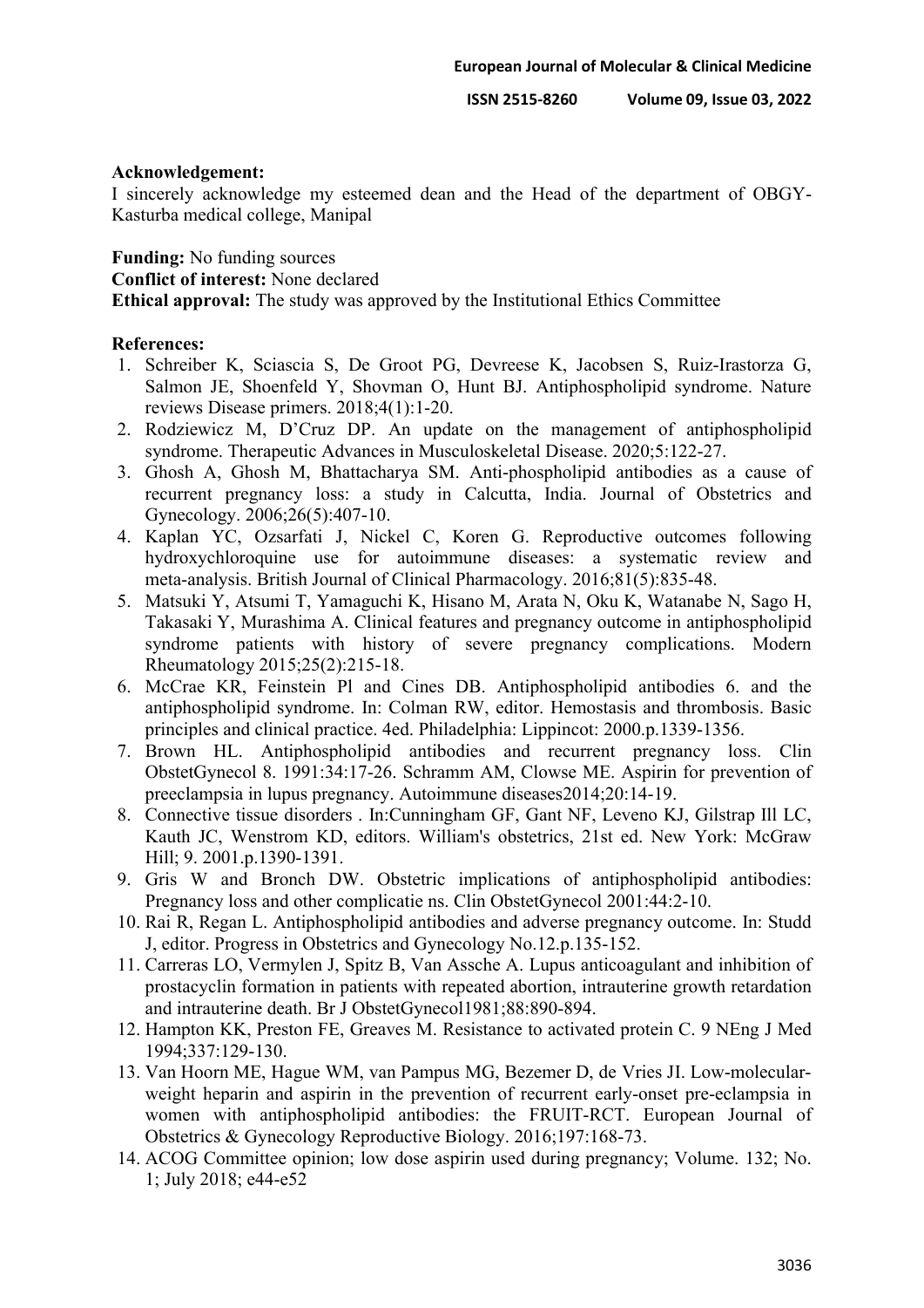**Acknowledgement:**
I sincerely acknowledge my esteemed dean and the Head of the department of OBGY-Kasturba medical college, Manipal

**Funding:** No funding sources
**Conflict of interest:** None declared
**Ethical approval:** The study was approved by the Institutional Ethics Committee

**References:**

1. Schreiber K, Sciascia S, De Groot PG, Devreese K, Jacobsen S, Ruiz-Irastorza G, Salmon JE, Shoenfeld Y, Shovman O, Hunt BJ. Antiphospholipid syndrome. Nature reviews Disease primers. 2018;4(1):1-20.
2. Rodziewicz M, D'Cruz DP. An update on the management of antiphospholipid syndrome. Therapeutic Advances in Musculoskeletal Disease. 2020;5:122-27.
3. Ghosh A, Ghosh M, Bhattacharya SM. Anti-phospholipid antibodies as a cause of recurrent pregnancy loss: a study in Calcutta, India. Journal of Obstetrics and Gynecology. 2006;26(5):407-10.
4. Kaplan YC, Ozsarfati J, Nickel C, Koren G. Reproductive outcomes following hydroxychloroquine use for autoimmune diseases: a systematic review and meta-analysis. British Journal of Clinical Pharmacology. 2016;81(5):835-48.
5. Matsuki Y, Atsumi T, Yamaguchi K, Hisano M, Arata N, Oku K, Watanabe N, Sago H, Takasaki Y, Murashima A. Clinical features and pregnancy outcome in antiphospholipid syndrome patients with history of severe pregnancy complications. Modern Rheumatology 2015;25(2):215-18.
6. McCrae KR, Feinstein Pl and Cines DB. Antiphospholipid antibodies 6. and the antiphospholipid syndrome. In: Colman RW, editor. Hemostasis and thrombosis. Basic principles and clinical practice. 4ed. Philadelphia: Lippincot: 2000.p.1339-1356.
7. Brown HL. Antiphospholipid antibodies and recurrent pregnancy loss. Clin ObstetGynecol 8. 1991:34:17-26. Schramm AM, Clowse ME. Aspirin for prevention of preeclampsia in lupus pregnancy. Autoimmune diseases2014;20:14-19.
8. Connective tissue disorders . In:Cunningham GF, Gant NF, Leveno KJ, Gilstrap Ill LC, Kauth JC, Wenstrom KD, editors. William's obstetrics, 21st ed. New York: McGraw Hill; 9. 2001.p.1390-1391.
9. Gris W and Bronch DW. Obstetric implications of antiphospholipid antibodies: Pregnancy loss and other complicatie ns. Clin ObstetGynecol 2001:44:2-10.
10. Rai R, Regan L. Antiphospholipid antibodies and adverse pregnancy outcome. In: Studd J, editor. Progress in Obstetrics and Gynecology No.12.p.135-152.
11. Carreras LO, Vermylen J, Spitz B, Van Assche A. Lupus anticoagulant and inhibition of prostacyclin formation in patients with repeated abortion, intrauterine growth retardation and intrauterine death. Br J ObstetGynecol1981;88:890-894.
12. Hampton KK, Preston FE, Greaves M. Resistance to activated protein C. 9 NEng J Med 1994;337:129-130.
13. Van Hoorn ME, Hague WM, van Pampus MG, Bezemer D, de Vries JI. Low-molecular-weight heparin and aspirin in the prevention of recurrent early-onset pre-eclampsia in women with antiphospholipid antibodies: the FRUIT-RCT. European Journal of Obstetrics & Gynecology Reproductive Biology. 2016;197:168-73.
14. ACOG Committee opinion; low dose aspirin used during pregnancy; Volume. 132; No. 1; July 2018; e44-e52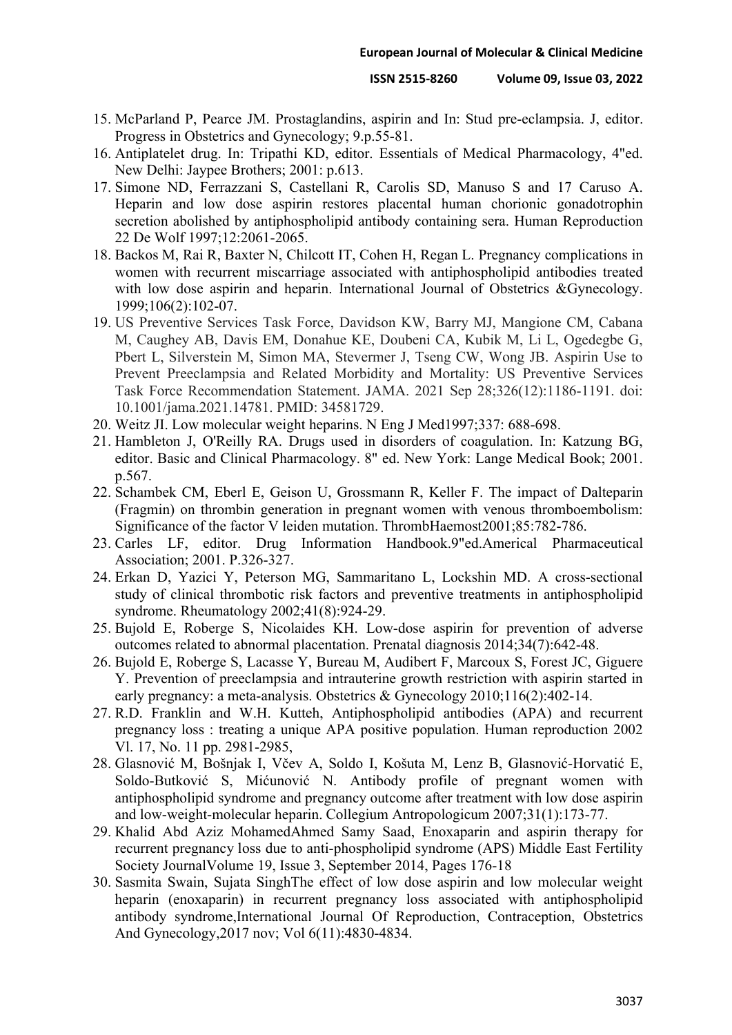15. McParland P, Pearce JM. Prostaglandins, aspirin and In: Stud pre-eclampsia. J, editor. Progress in Obstetrics and Gynecology; 9.p.55-81.
16. Antiplatelet drug. In: Tripathi KD, editor. Essentials of Medical Pharmacology, 4"ed. New Delhi: Jaypee Brothers; 2001: p.613.
17. Simone ND, Ferrazzani S, Castellani R, Carolis SD, Manuso S and 17 Caruso A. Heparin and low dose aspirin restores placental human chorionic gonadotrophin secretion abolished by antiphospholipid antibody containing sera. Human Reproduction 22 De Wolf 1997;12:2061-2065.
18. Backos M, Rai R, Baxter N, Chilcott IT, Cohen H, Regan L. Pregnancy complications in women with recurrent miscarriage associated with antiphospholipid antibodies treated with low dose aspirin and heparin. International Journal of Obstetrics &Gynecology. 1999;106(2):102-07.
19. US Preventive Services Task Force, Davidson KW, Barry MJ, Mangione CM, Cabana M, Caughey AB, Davis EM, Donahue KE, Doubeni CA, Kubik M, Li L, Ogedegbe G, Pbert L, Silverstein M, Simon MA, Stevermer J, Tseng CW, Wong JB. Aspirin Use to Prevent Preeclampsia and Related Morbidity and Mortality: US Preventive Services Task Force Recommendation Statement. JAMA. 2021 Sep 28;326(12):1186-1191. doi: 10.1001/jama.2021.14781. PMID: 34581729.
20. Weitz JI. Low molecular weight heparins. N Eng J Med1997;337: 688-698.
21. Hambleton J, O'Reilly RA. Drugs used in disorders of coagulation. In: Katzung BG, editor. Basic and Clinical Pharmacology. 8" ed. New York: Lange Medical Book; 2001. p.567.
22. Schambek CM, Eberl E, Geison U, Grossmann R, Keller F. The impact of Dalteparin (Fragmin) on thrombin generation in pregnant women with venous thromboembolism: Significance of the factor V leiden mutation. ThrombHaemost2001;85:782-786.
23. Carles LF, editor. Drug Information Handbook.9"ed.Americal Pharmaceutical Association; 2001. P.326-327.
24. Erkan D, Yazici Y, Peterson MG, Sammaritano L, Lockshin MD. A cross-sectional study of clinical thrombotic risk factors and preventive treatments in antiphospholipid syndrome. Rheumatology 2002;41(8):924-29.
25. Bujold E, Roberge S, Nicolaides KH. Low-dose aspirin for prevention of adverse outcomes related to abnormal placentation. Prenatal diagnosis 2014;34(7):642-48.
26. Bujold E, Roberge S, Lacasse Y, Bureau M, Audibert F, Marcoux S, Forest JC, Giguere Y. Prevention of preeclampsia and intrauterine growth restriction with aspirin started in early pregnancy: a meta-analysis. Obstetrics & Gynecology 2010;116(2):402-14.
27. R.D. Franklin and W.H. Kutteh, Antiphospholipid antibodies (APA) and recurrent pregnancy loss : treating a unique APA positive population. Human reproduction 2002 Vl. 17, No. 11 pp. 2981-2985,
28. Glasnović M, Bošnjak I, Včev A, Soldo I, Košuta M, Lenz B, Glasnović-Horvatić E, Soldo-Butković S, Mićunović N. Antibody profile of pregnant women with antiphospholipid syndrome and pregnancy outcome after treatment with low dose aspirin and low-weight-molecular heparin. Collegium Antropologicum 2007;31(1):173-77.
29. Khalid Abd Aziz MohamedAhmed Samy Saad, Enoxaparin and aspirin therapy for recurrent pregnancy loss due to anti-phospholipid syndrome (APS) Middle East Fertility Society JournalVolume 19, Issue 3, September 2014, Pages 176-18
30. Sasmita Swain, Sujata SinghThe effect of low dose aspirin and low molecular weight heparin (enoxaparin) in recurrent pregnancy loss associated with antiphospholipid antibody syndrome,International Journal Of Reproduction, Contraception, Obstetrics And Gynecology,2017 nov; Vol 6(11):4830-4834.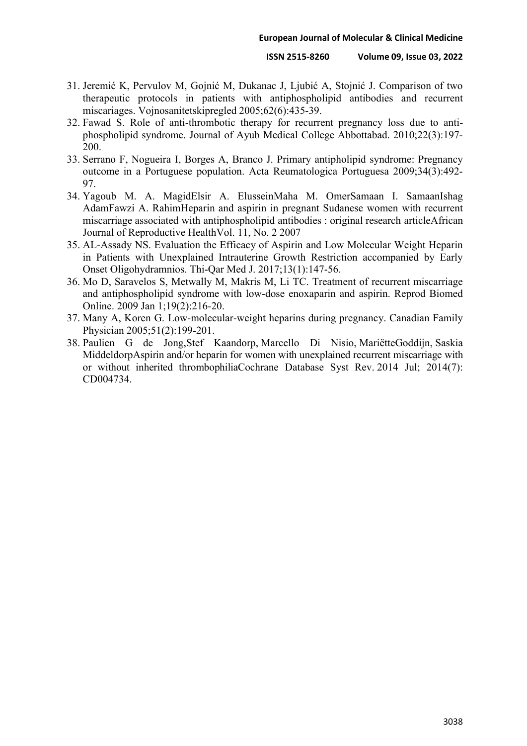31. Jeremić K, Pervulov M, Gojnić M, Dukanac J, Ljubić A, Stojnić J. Comparison of two therapeutic protocols in patients with antiphospholipid antibodies and recurrent miscariages. Vojnosanitetskipregled 2005;62(6):435-39.
32. Fawad S. Role of anti-thrombotic therapy for recurrent pregnancy loss due to anti-phospholipid syndrome. Journal of Ayub Medical College Abbottabad. 2010;22(3):197-200.
33. Serrano F, Nogueira I, Borges A, Branco J. Primary antipholipid syndrome: Pregnancy outcome in a Portuguese population. Acta Reumatologica Portuguesa 2009;34(3):492-97.
34. Yagoub M. A. MagidElsir A. ElusseinMaha M. OmerSamaan I. SamaanIshag AdamFawzi A. RahimHeparin and aspirin in pregnant Sudanese women with recurrent miscarriage associated with antiphospholipid antibodies : original research articleAfrican Journal of Reproductive HealthVol. 11, No. 2 2007
35. AL-Assady NS. Evaluation the Efficacy of Aspirin and Low Molecular Weight Heparin in Patients with Unexplained Intrauterine Growth Restriction accompanied by Early Onset Oligohydramnios. Thi-Qar Med J. 2017;13(1):147-56.
36. Mo D, Saravelos S, Metwally M, Makris M, Li TC. Treatment of recurrent miscarriage and antiphospholipid syndrome with low-dose enoxaparin and aspirin. Reprod Biomed Online. 2009 Jan 1;19(2):216-20.
37. Many A, Koren G. Low-molecular-weight heparins during pregnancy. Canadian Family Physician 2005;51(2):199-201.
38. Paulien G de Jong,Stef Kaandorp, Marcello Di Nisio, MariëtteGoddijn, Saskia MiddeldorpAspirin and/or heparin for women with unexplained recurrent miscarriage with or without inherited thrombophiliaCochrane Database Syst Rev. 2014 Jul; 2014(7): CD004734.